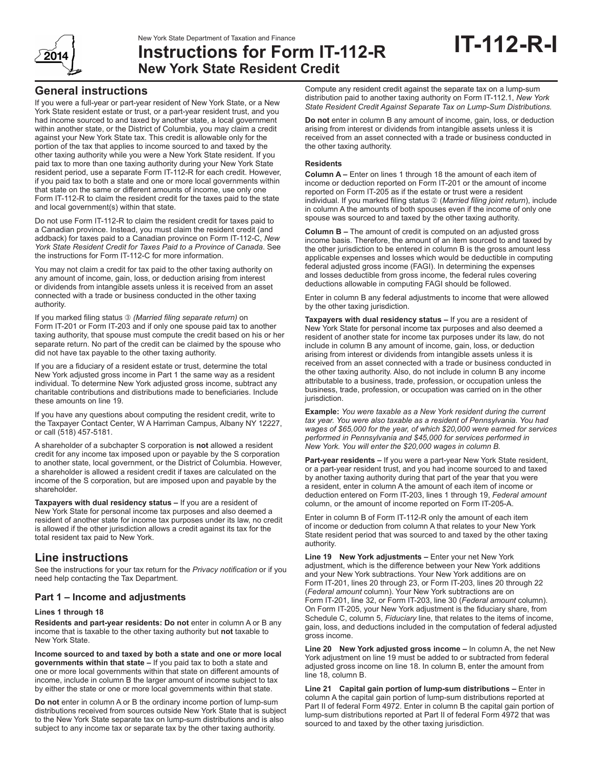New York State Department of Taxation and Finance

# Instructions for Form IT-112-R New York State Resident Credit

**IT-112-R-I**

2014

## General instructions

If you were a full-year or part-year resident of New York State, or a New York State resident estate or trust, or a part-year resident trust, and you had income sourced to and taxed by another state, a local government within another state, or the District of Columbia, you may claim a credit against your New York State tax. This credit is allowable only for the portion of the tax that applies to income sourced to and taxed by the other taxing authority while you were a New York State resident. If you paid tax to more than one taxing authority during your New York State resident period, use a separate Form IT-112-R for each credit. However, if you paid tax to both a state and one or more local governments within that state on the same or different amounts of income, use only one Form IT-112-R to claim the resident credit for the taxes paid to the state and local government(s) within that state.

Do not use Form IT-112-R to claim the resident credit for taxes paid to a Canadian province. Instead, you must claim the resident credit (and addback) for taxes paid to a Canadian province on Form IT-112-C, *New York State Resident Credit for Taxes Paid to a Province of Canada*. See the instructions for Form IT-112-C for more information.

You may not claim a credit for tax paid to the other taxing authority on any amount of income, gain, loss, or deduction arising from interest or dividends from intangible assets unless it is received from an asset connected with a trade or business conducted in the other taxing authority.

If you marked filing status ③ *(Married filing separate return)* on Form IT-201 or Form IT-203 and if only one spouse paid tax to another taxing authority, that spouse must compute the credit based on his or her separate return. No part of the credit can be claimed by the spouse who did not have tax payable to the other taxing authority.

If you are a fiduciary of a resident estate or trust, determine the total New York adjusted gross income in Part 1 the same way as a resident individual. To determine New York adjusted gross income, subtract any charitable contributions and distributions made to beneficiaries. Include these amounts on line 19.

If you have any questions about computing the resident credit, write to the Taxpayer Contact Center, W A Harriman Campus, Albany NY 12227, or call (518) 457-5181.

A shareholder of a subchapter S corporation is **not** allowed a resident credit for any income tax imposed upon or payable by the S corporation to another state, local government, or the District of Columbia. However, a shareholder is allowed a resident credit if taxes are calculated on the income of the S corporation, but are imposed upon and payable by the shareholder.

**Taxpayers with dual residency status –** If you are a resident of New York State for personal income tax purposes and also deemed a resident of another state for income tax purposes under its law, no credit is allowed if the other jurisdiction allows a credit against its tax for the total resident tax paid to New York.

## Line instructions

See the instructions for your tax return for the *Privacy notification* or if you need help contacting the Tax Department.

### Part 1 – Income and adjustments

**Lines 1 through 18**

**Residents and part-year residents: Do not** enter in column A or B any income that is taxable to the other taxing authority but **not** taxable to New York State.

**Income sourced to and taxed by both a state and one or more local governments within that state –** If you paid tax to both a state and one or more local governments within that state on different amounts of income, include in column B the larger amount of income subject to tax by either the state or one or more local governments within that state.

**Do not** enter in column A or B the ordinary income portion of lump-sum distributions received from sources outside New York State that is subject to the New York State separate tax on lump-sum distributions and is also subject to any income tax or separate tax by the other taxing authority.

Compute any resident credit against the separate tax on a lump-sum distribution paid to another taxing authority on Form IT-112.1, *New York State Resident Credit Against Separate Tax on Lump-Sum Distributions.*

**Do not** enter in column B any amount of income, gain, loss, or deduction arising from interest or dividends from intangible assets unless it is received from an asset connected with a trade or business conducted in the other taxing authority.

**Residents**

**Column A –** Enter on lines 1 through 18 the amount of each item of income or deduction reported on Form IT-201 or the amount of income reported on Form IT-205 as if the estate or trust were a resident individual. If you marked filing status ② (*Married filing joint return*), include in column A the amounts of both spouses even if the income of only one spouse was sourced to and taxed by the other taxing authority.

**Column B –** The amount of credit is computed on an adjusted gross income basis. Therefore, the amount of an item sourced to and taxed by the other jurisdiction to be entered in column B is the gross amount less applicable expenses and losses which would be deductible in computing federal adjusted gross income (FAGI). In determining the expenses and losses deductible from gross income, the federal rules covering deductions allowable in computing FAGI should be followed.

Enter in column B any federal adjustments to income that were allowed by the other taxing jurisdiction.

**Taxpayers with dual residency status –** If you are a resident of New York State for personal income tax purposes and also deemed a resident of another state for income tax purposes under its law, do not include in column B any amount of income, gain, loss, or deduction arising from interest or dividends from intangible assets unless it is received from an asset connected with a trade or business conducted in the other taxing authority. Also, do not include in column B any income attributable to a business, trade, profession, or occupation unless the business, trade, profession, or occupation was carried on in the other jurisdiction.

**Example:** *You were taxable as a New York resident during the current tax year. You were also taxable as a resident of Pennsylvania. You had wages of $65,000 for the year, of which $20,000 were earned for services performed in Pennsylvania and $45,000 for services performed in New York. You will enter the $20,000 wages in column B.*

**Part-year residents –** If you were a part-year New York State resident, or a part-year resident trust, and you had income sourced to and taxed by another taxing authority during that part of the year that you were a resident, enter in column A the amount of each item of income or deduction entered on Form IT-203, lines 1 through 19, *Federal amount* column, or the amount of income reported on Form IT-205-A.

Enter in column B of Form IT-112-R only the amount of each item of income or deduction from column A that relates to your New York State resident period that was sourced to and taxed by the other taxing authority.

**Line 19 New York adjustments –** Enter your net New York adjustment, which is the difference between your New York additions and your New York subtractions. Your New York additions are on Form IT-201, lines 20 through 23, or Form IT-203, lines 20 through 22 (*Federal amount* column). Your New York subtractions are on Form IT-201, line 32, or Form IT-203, line 30 (*Federal amount* column). On Form IT-205, your New York adjustment is the fiduciary share, from Schedule C, column 5, *Fiduciary* line, that relates to the items of income, gain, loss, and deductions included in the computation of federal adjusted gross income.

**Line 20 New York adjusted gross income –** In column A, the net New York adjustment on line 19 must be added to or subtracted from federal adjusted gross income on line 18. In column B, enter the amount from line 18, column B.

**Line 21 Capital gain portion of lump-sum distributions –** Enter in column A the capital gain portion of lump-sum distributions reported at Part II of federal Form 4972. Enter in column B the capital gain portion of lump-sum distributions reported at Part II of federal Form 4972 that was sourced to and taxed by the other taxing jurisdiction.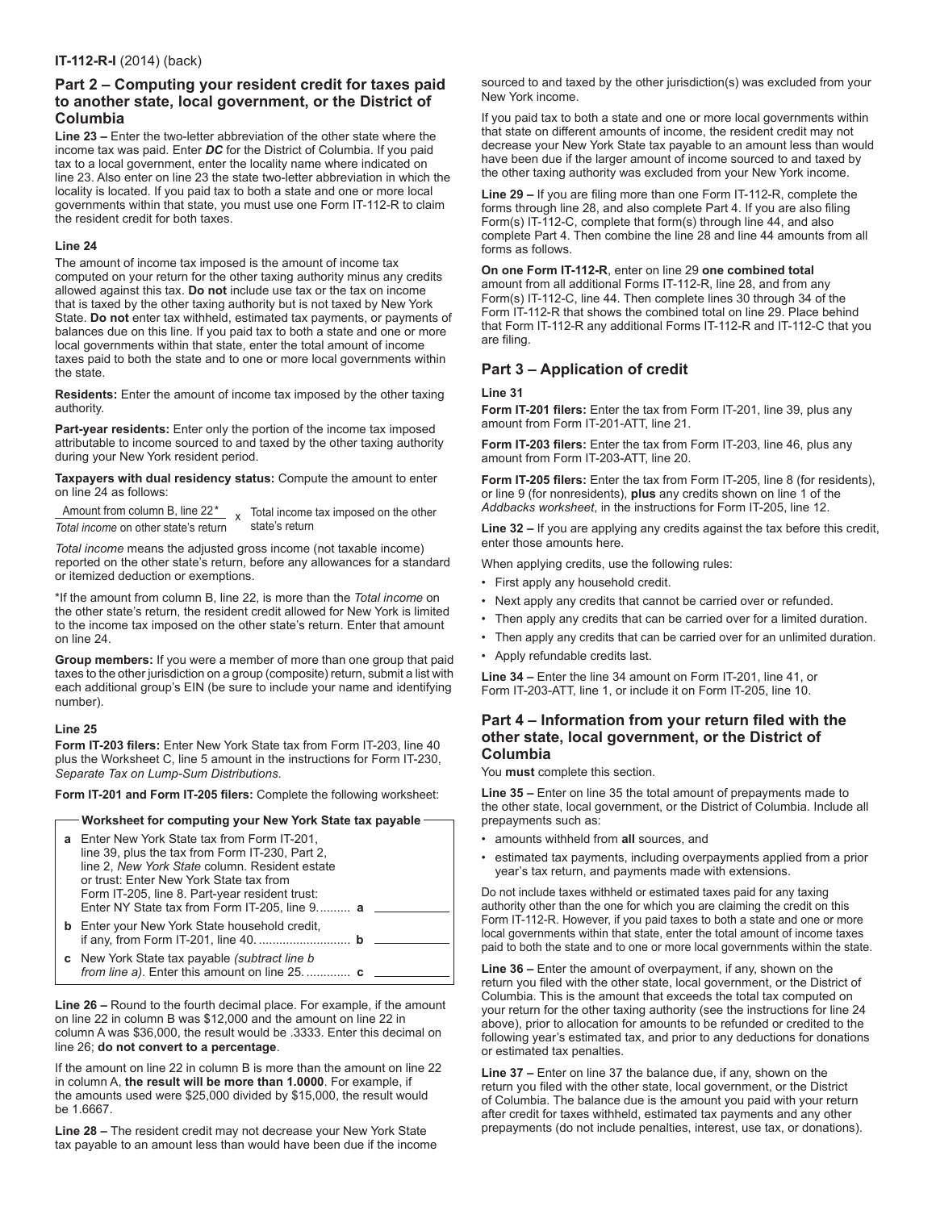**IT-112-R-I** (2014) (back)

## Part 2 – Computing your resident credit for taxes paid to another state, local government, or the District of Columbia

**Line 23 –** Enter the two-letter abbreviation of the other state where the income tax was paid. Enter ***DC*** for the District of Columbia. If you paid tax to a local government, enter the locality name where indicated on line 23. Also enter on line 23 the state two-letter abbreviation in which the locality is located. If you paid tax to both a state and one or more local governments within that state, you must use one Form IT-112-R to claim the resident credit for both taxes.

**Line 24**

The amount of income tax imposed is the amount of income tax computed on your return for the other taxing authority minus any credits allowed against this tax. **Do not** include use tax or the tax on income that is taxed by the other taxing authority but is not taxed by New York State. **Do not** enter tax withheld, estimated tax payments, or payments of balances due on this line. If you paid tax to both a state and one or more local governments within that state, enter the total amount of income taxes paid to both the state and to one or more local governments within the state.

**Residents:** Enter the amount of income tax imposed by the other taxing authority.

**Part-year residents:** Enter only the portion of the income tax imposed attributable to income sourced to and taxed by the other taxing authority during your New York resident period.

**Taxpayers with dual residency status:** Compute the amount to enter on line 24 as follows:

$$\frac{\text{Amount from column B, line 22*}}{\textit{Total income} \text{ on other state's return}} \times \text{Total income tax imposed on the other state's return}$$

*Total income* means the adjusted gross income (not taxable income) reported on the other state's return, before any allowances for a standard or itemized deduction or exemptions.

*If the amount from column B, line 22, is more than the *Total income* on the other state's return, the resident credit allowed for New York is limited to the income tax imposed on the other state's return. Enter that amount on line 24.

**Group members:** If you were a member of more than one group that paid taxes to the other jurisdiction on a group (composite) return, submit a list with each additional group's EIN (be sure to include your name and identifying number).

**Line 25**

**Form IT-203 filers:** Enter New York State tax from Form IT-203, line 40 plus the Worksheet C, line 5 amount in the instructions for Form IT-230, *Separate Tax on Lump-Sum Distributions*.

**Form IT-201 and Form IT-205 filers:** Complete the following worksheet:

**Worksheet for computing your New York State tax payable**

| | | | |
|---|---|---|---|
| **a** | Enter New York State tax from Form IT-201, line 39, plus the tax from Form IT-230, Part 2, line 2, *New York State* column. Resident estate or trust: Enter New York State tax from Form IT-205, line 8. Part-year resident trust: Enter NY State tax from Form IT-205, line 9.......... | **a** | |
| **b** | Enter your New York State household credit, if any, from Form IT-201, line 40. .......................... | **b** | |
| **c** | New York State tax payable *(subtract line b from line a)*. Enter this amount on line 25. ............. | **c** | |

**Line 26 –** Round to the fourth decimal place. For example, if the amount on line 22 in column B was $12,000 and the amount on line 22 in column A was $36,000, the result would be .3333. Enter this decimal on line 26; **do not convert to a percentage**.

If the amount on line 22 in column B is more than the amount on line 22 in column A, **the result will be more than 1.0000**. For example, if the amounts used were $25,000 divided by $15,000, the result would be 1.6667.

**Line 28 –** The resident credit may not decrease your New York State tax payable to an amount less than would have been due if the income sourced to and taxed by the other jurisdiction(s) was excluded from your New York income.

If you paid tax to both a state and one or more local governments within that state on different amounts of income, the resident credit may not decrease your New York State tax payable to an amount less than would have been due if the larger amount of income sourced to and taxed by the other taxing authority was excluded from your New York income.

**Line 29 –** If you are filing more than one Form IT-112-R, complete the forms through line 28, and also complete Part 4. If you are also filing Form(s) IT-112-C, complete that form(s) through line 44, and also complete Part 4. Then combine the line 28 and line 44 amounts from all forms as follows.

**On one Form IT-112-R**, enter on line 29 **one combined total** amount from all additional Forms IT-112-R, line 28, and from any Form(s) IT-112-C, line 44. Then complete lines 30 through 34 of the Form IT-112-R that shows the combined total on line 29. Place behind that Form IT-112-R any additional Forms IT-112-R and IT-112-C that you are filing.

## Part 3 – Application of credit

**Line 31**

**Form IT-201 filers:** Enter the tax from Form IT-201, line 39, plus any amount from Form IT-201-ATT, line 21.

**Form IT-203 filers:** Enter the tax from Form IT-203, line 46, plus any amount from Form IT-203-ATT, line 20.

**Form IT-205 filers:** Enter the tax from Form IT-205, line 8 (for residents), or line 9 (for nonresidents), **plus** any credits shown on line 1 of the *Addbacks worksheet*, in the instructions for Form IT-205, line 12.

**Line 32 –** If you are applying any credits against the tax before this credit, enter those amounts here.

When applying credits, use the following rules:

- First apply any household credit.
- Next apply any credits that cannot be carried over or refunded.
- Then apply any credits that can be carried over for a limited duration.
- Then apply any credits that can be carried over for an unlimited duration.
- Apply refundable credits last.

**Line 34 –** Enter the line 34 amount on Form IT-201, line 41, or Form IT-203-ATT, line 1, or include it on Form IT-205, line 10.

## Part 4 – Information from your return filed with the other state, local government, or the District of Columbia

You **must** complete this section.

**Line 35 –** Enter on line 35 the total amount of prepayments made to the other state, local government, or the District of Columbia. Include all prepayments such as:

- amounts withheld from **all** sources, and
- estimated tax payments, including overpayments applied from a prior year's tax return, and payments made with extensions.

Do not include taxes withheld or estimated taxes paid for any taxing authority other than the one for which you are claiming the credit on this Form IT-112-R. However, if you paid taxes to both a state and one or more local governments within that state, enter the total amount of income taxes paid to both the state and to one or more local governments within the state.

**Line 36 –** Enter the amount of overpayment, if any, shown on the return you filed with the other state, local government, or the District of Columbia. This is the amount that exceeds the total tax computed on your return for the other taxing authority (see the instructions for line 24 above), prior to allocation for amounts to be refunded or credited to the following year's estimated tax, and prior to any deductions for donations or estimated tax penalties.

**Line 37 –** Enter on line 37 the balance due, if any, shown on the return you filed with the other state, local government, or the District of Columbia. The balance due is the amount you paid with your return after credit for taxes withheld, estimated tax payments and any other prepayments (do not include penalties, interest, use tax, or donations).